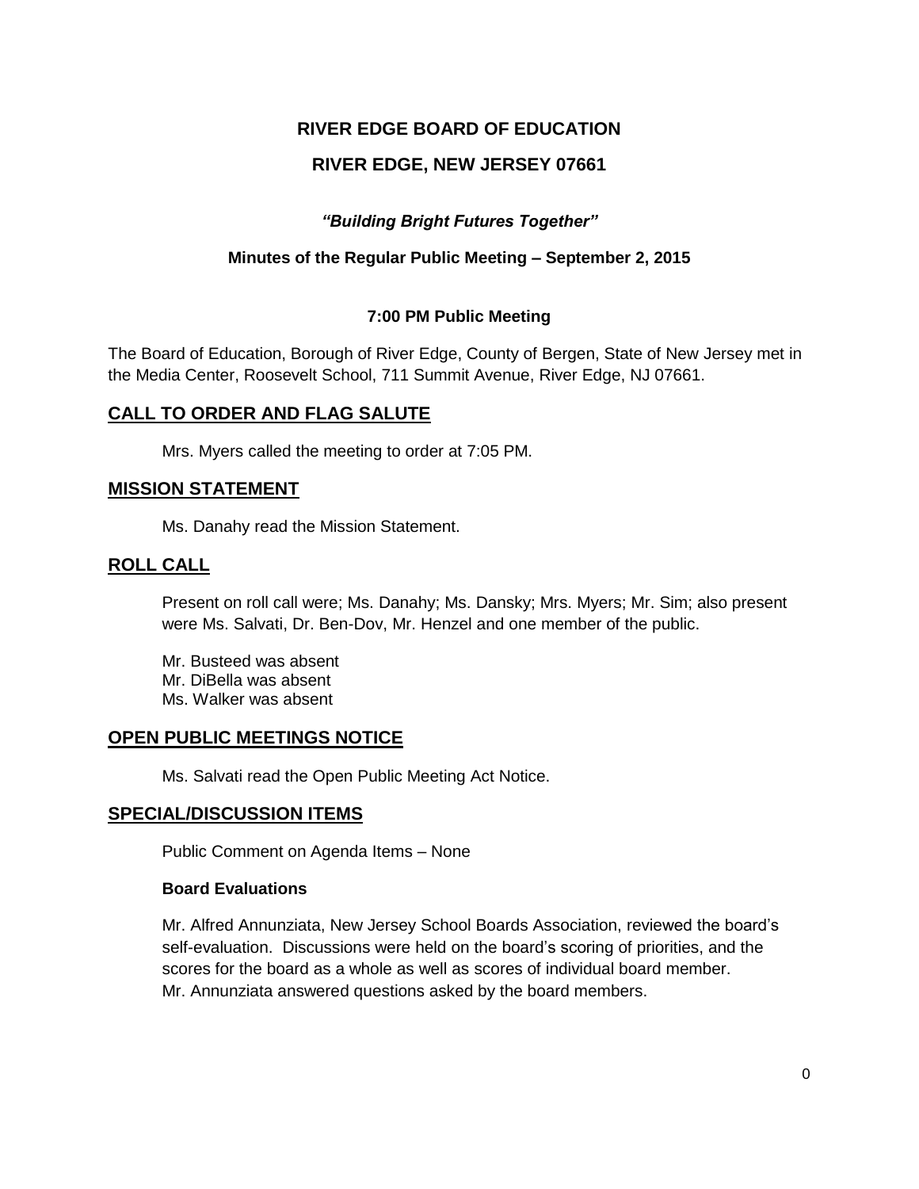# RIVER EDGE BOARD OF EDUCATION

# RIVER EDGE, NEW JERSEY 07661

***"Building Bright Futures Together"***

**Minutes of the Regular Public Meeting – September 2, 2015**

**7:00 PM Public Meeting**

The Board of Education, Borough of River Edge, County of Bergen, State of New Jersey met in the Media Center, Roosevelt School, 711 Summit Avenue, River Edge, NJ 07661.

## CALL TO ORDER AND FLAG SALUTE

Mrs. Myers called the meeting to order at 7:05 PM.

## MISSION STATEMENT

Ms. Danahy read the Mission Statement.

## ROLL CALL

Present on roll call were; Ms. Danahy; Ms. Dansky; Mrs. Myers; Mr. Sim; also present were Ms. Salvati, Dr. Ben-Dov, Mr. Henzel and one member of the public.

Mr. Busteed was absent
Mr. DiBella was absent
Ms. Walker was absent

## OPEN PUBLIC MEETINGS NOTICE

Ms. Salvati read the Open Public Meeting Act Notice.

## SPECIAL/DISCUSSION ITEMS

Public Comment on Agenda Items – None

**Board Evaluations**

Mr. Alfred Annunziata, New Jersey School Boards Association, reviewed the board's self-evaluation. Discussions were held on the board's scoring of priorities, and the scores for the board as a whole as well as scores of individual board member. Mr. Annunziata answered questions asked by the board members.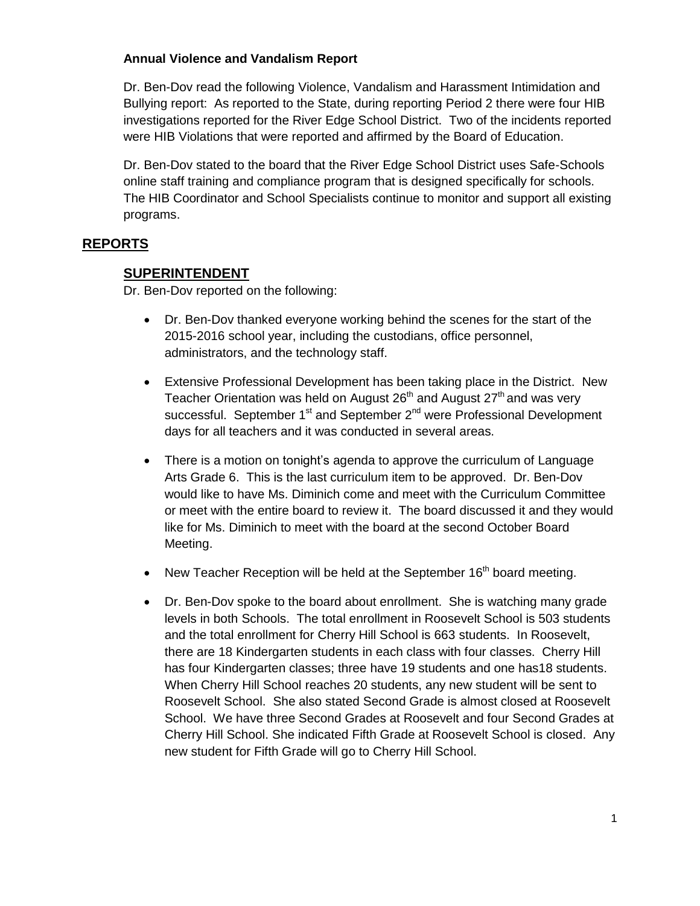**Annual Violence and Vandalism Report**

Dr. Ben-Dov read the following Violence, Vandalism and Harassment Intimidation and Bullying report: As reported to the State, during reporting Period 2 there were four HIB investigations reported for the River Edge School District. Two of the incidents reported were HIB Violations that were reported and affirmed by the Board of Education.

Dr. Ben-Dov stated to the board that the River Edge School District uses Safe-Schools online staff training and compliance program that is designed specifically for schools. The HIB Coordinator and School Specialists continue to monitor and support all existing programs.

## REPORTS

### SUPERINTENDENT

Dr. Ben-Dov reported on the following:

- Dr. Ben-Dov thanked everyone working behind the scenes for the start of the 2015-2016 school year, including the custodians, office personnel, administrators, and the technology staff.
- Extensive Professional Development has been taking place in the District. New Teacher Orientation was held on August 26th and August 27th and was very successful. September 1st and September 2nd were Professional Development days for all teachers and it was conducted in several areas.
- There is a motion on tonight's agenda to approve the curriculum of Language Arts Grade 6. This is the last curriculum item to be approved. Dr. Ben-Dov would like to have Ms. Diminich come and meet with the Curriculum Committee or meet with the entire board to review it. The board discussed it and they would like for Ms. Diminich to meet with the board at the second October Board Meeting.
- New Teacher Reception will be held at the September 16th board meeting.
- Dr. Ben-Dov spoke to the board about enrollment. She is watching many grade levels in both Schools. The total enrollment in Roosevelt School is 503 students and the total enrollment for Cherry Hill School is 663 students. In Roosevelt, there are 18 Kindergarten students in each class with four classes. Cherry Hill has four Kindergarten classes; three have 19 students and one has18 students. When Cherry Hill School reaches 20 students, any new student will be sent to Roosevelt School. She also stated Second Grade is almost closed at Roosevelt School. We have three Second Grades at Roosevelt and four Second Grades at Cherry Hill School. She indicated Fifth Grade at Roosevelt School is closed. Any new student for Fifth Grade will go to Cherry Hill School.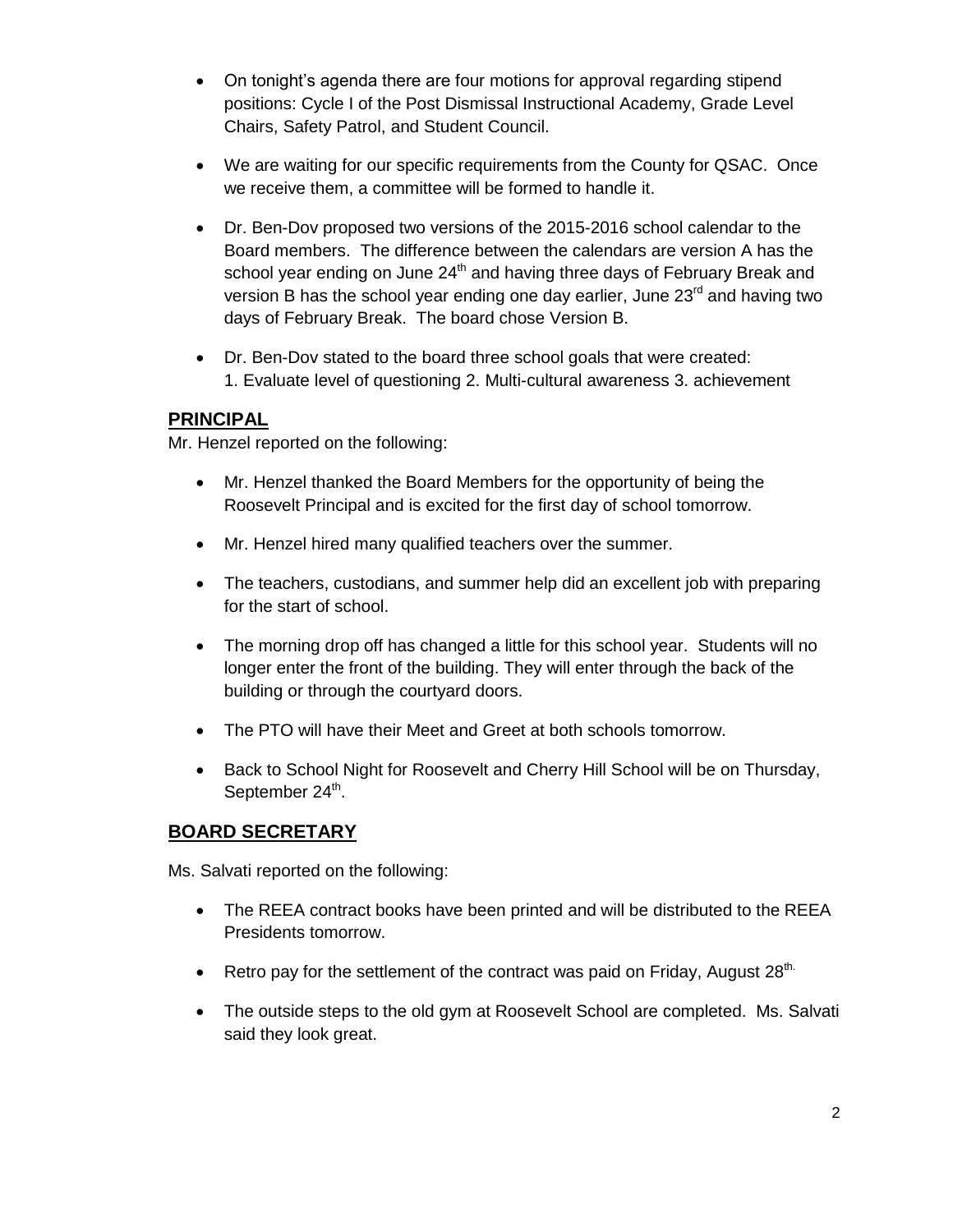- On tonight's agenda there are four motions for approval regarding stipend positions: Cycle I of the Post Dismissal Instructional Academy, Grade Level Chairs, Safety Patrol, and Student Council.
- We are waiting for our specific requirements from the County for QSAC. Once we receive them, a committee will be formed to handle it.
- Dr. Ben-Dov proposed two versions of the 2015-2016 school calendar to the Board members. The difference between the calendars are version A has the school year ending on June 24th and having three days of February Break and version B has the school year ending one day earlier, June 23rd and having two days of February Break. The board chose Version B.
- Dr. Ben-Dov stated to the board three school goals that were created:
  1. Evaluate level of questioning 2. Multi-cultural awareness 3. achievement

## PRINCIPAL

Mr. Henzel reported on the following:

- Mr. Henzel thanked the Board Members for the opportunity of being the Roosevelt Principal and is excited for the first day of school tomorrow.
- Mr. Henzel hired many qualified teachers over the summer.
- The teachers, custodians, and summer help did an excellent job with preparing for the start of school.
- The morning drop off has changed a little for this school year. Students will no longer enter the front of the building. They will enter through the back of the building or through the courtyard doors.
- The PTO will have their Meet and Greet at both schools tomorrow.
- Back to School Night for Roosevelt and Cherry Hill School will be on Thursday, September 24th.

## BOARD SECRETARY

Ms. Salvati reported on the following:

- The REEA contract books have been printed and will be distributed to the REEA Presidents tomorrow.
- Retro pay for the settlement of the contract was paid on Friday, August 28th.
- The outside steps to the old gym at Roosevelt School are completed. Ms. Salvati said they look great.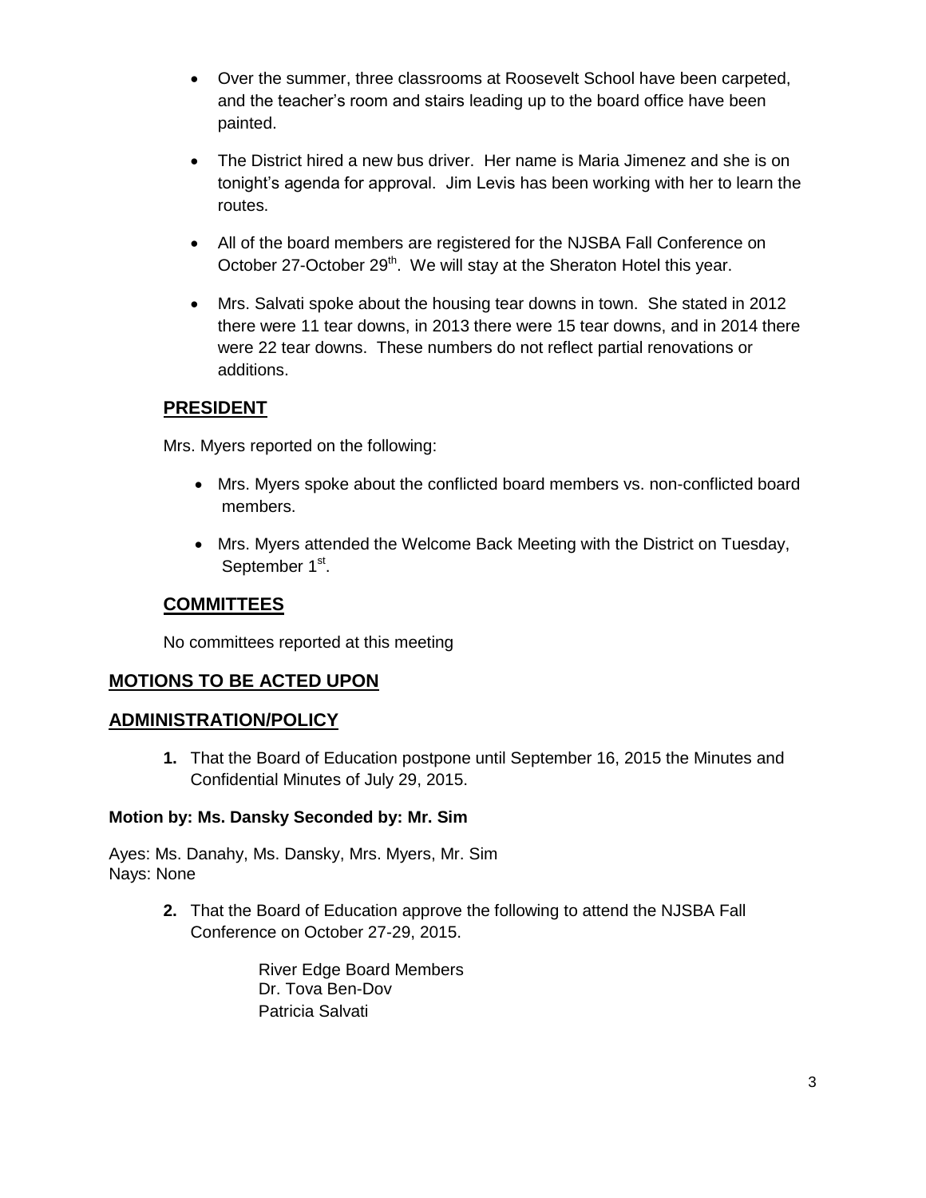- Over the summer, three classrooms at Roosevelt School have been carpeted, and the teacher's room and stairs leading up to the board office have been painted.

- The District hired a new bus driver. Her name is Maria Jimenez and she is on tonight's agenda for approval. Jim Levis has been working with her to learn the routes.

- All of the board members are registered for the NJSBA Fall Conference on October 27-October 29th. We will stay at the Sheraton Hotel this year.

- Mrs. Salvati spoke about the housing tear downs in town. She stated in 2012 there were 11 tear downs, in 2013 there were 15 tear downs, and in 2014 there were 22 tear downs. These numbers do not reflect partial renovations or additions.

## PRESIDENT

Mrs. Myers reported on the following:

- Mrs. Myers spoke about the conflicted board members vs. non-conflicted board members.

- Mrs. Myers attended the Welcome Back Meeting with the District on Tuesday, September 1st.

## COMMITTEES

No committees reported at this meeting

## MOTIONS TO BE ACTED UPON

## ADMINISTRATION/POLICY

**1.** That the Board of Education postpone until September 16, 2015 the Minutes and Confidential Minutes of July 29, 2015.

**Motion by: Ms. Dansky Seconded by: Mr. Sim**

Ayes: Ms. Danahy, Ms. Dansky, Mrs. Myers, Mr. Sim
Nays: None

**2.** That the Board of Education approve the following to attend the NJSBA Fall Conference on October 27-29, 2015.

River Edge Board Members
Dr. Tova Ben-Dov
Patricia Salvati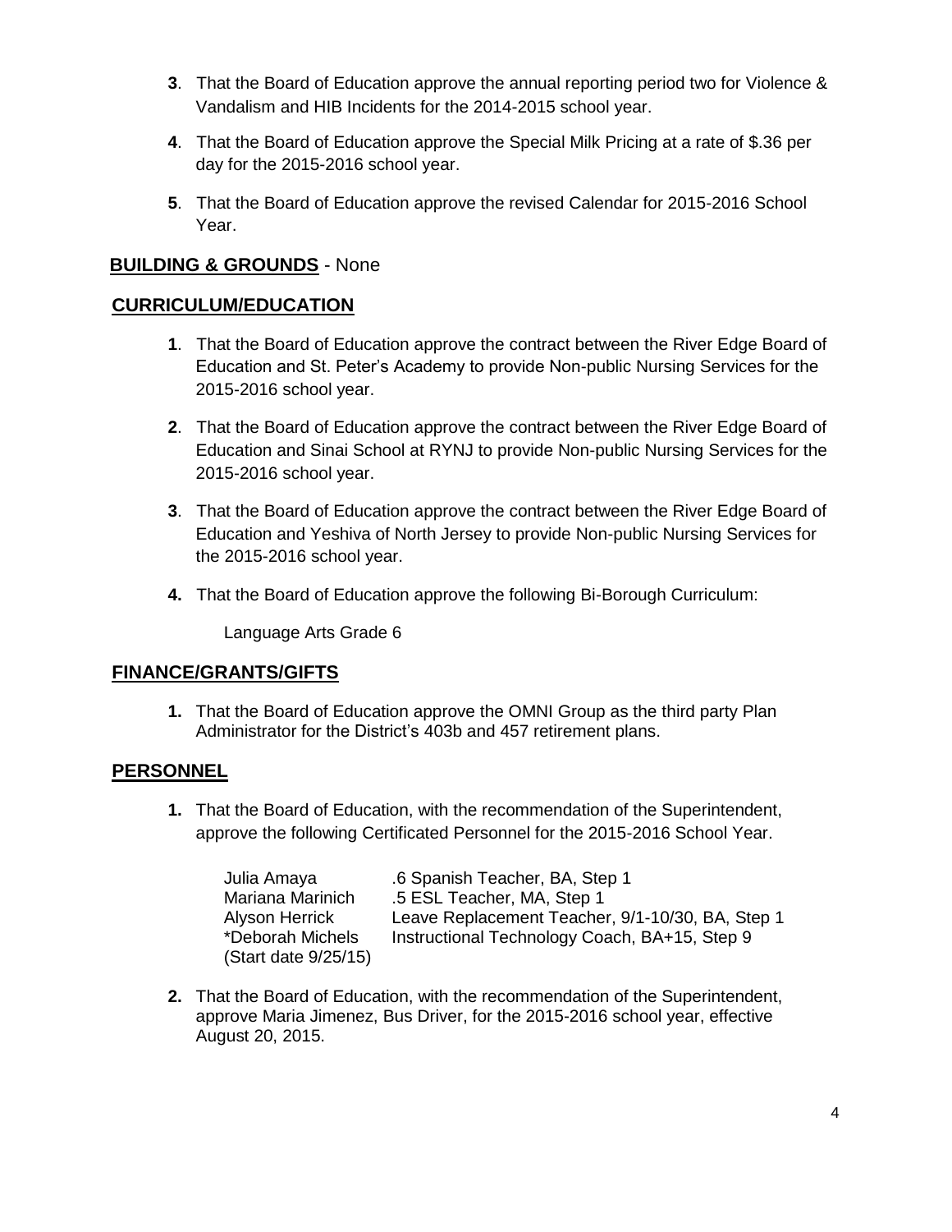**3**. That the Board of Education approve the annual reporting period two for Violence & Vandalism and HIB Incidents for the 2014-2015 school year.

**4**. That the Board of Education approve the Special Milk Pricing at a rate of $.36 per day for the 2015-2016 school year.

**5**. That the Board of Education approve the revised Calendar for 2015-2016 School Year.

## BUILDING & GROUNDS - None

## CURRICULUM/EDUCATION

**1**. That the Board of Education approve the contract between the River Edge Board of Education and St. Peter's Academy to provide Non-public Nursing Services for the 2015-2016 school year.

**2**. That the Board of Education approve the contract between the River Edge Board of Education and Sinai School at RYNJ to provide Non-public Nursing Services for the 2015-2016 school year.

**3**. That the Board of Education approve the contract between the River Edge Board of Education and Yeshiva of North Jersey to provide Non-public Nursing Services for the 2015-2016 school year.

**4.** That the Board of Education approve the following Bi-Borough Curriculum:

Language Arts Grade 6

## FINANCE/GRANTS/GIFTS

**1.** That the Board of Education approve the OMNI Group as the third party Plan Administrator for the District's 403b and 457 retirement plans.

## PERSONNEL

**1.** That the Board of Education, with the recommendation of the Superintendent, approve the following Certificated Personnel for the 2015-2016 School Year.

| | |
|---|---|
| Julia Amaya | .6 Spanish Teacher, BA, Step 1 |
| Mariana Marinich | .5 ESL Teacher, MA, Step 1 |
| Alyson Herrick | Leave Replacement Teacher, 9/1-10/30, BA, Step 1 |
| *Deborah Michels (Start date 9/25/15) | Instructional Technology Coach, BA+15, Step 9 |

**2.** That the Board of Education, with the recommendation of the Superintendent, approve Maria Jimenez, Bus Driver, for the 2015-2016 school year, effective August 20, 2015.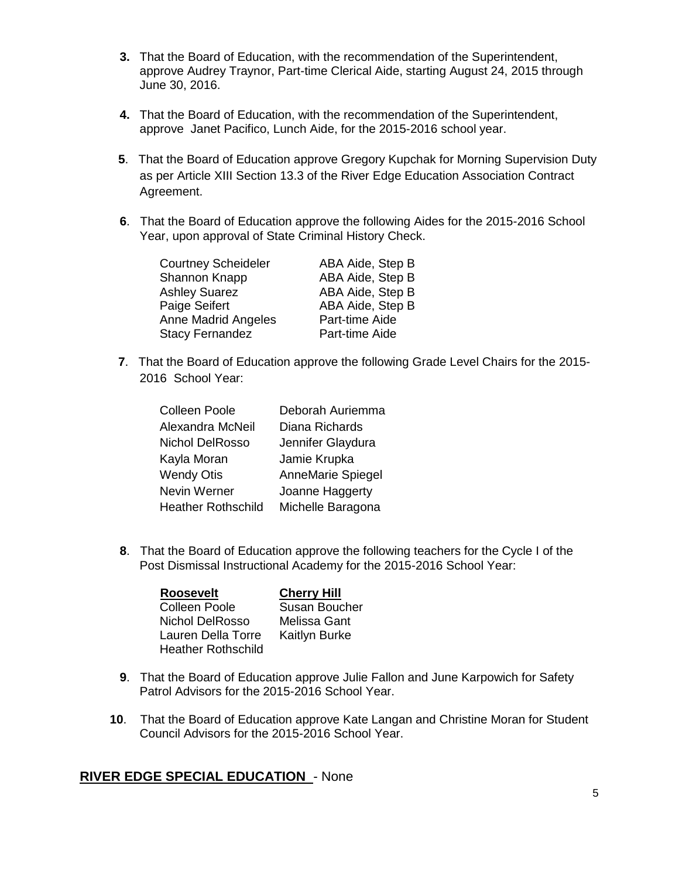**3.** That the Board of Education, with the recommendation of the Superintendent, approve Audrey Traynor, Part-time Clerical Aide, starting August 24, 2015 through June 30, 2016.

**4.** That the Board of Education, with the recommendation of the Superintendent, approve Janet Pacifico, Lunch Aide, for the 2015-2016 school year.

**5**. That the Board of Education approve Gregory Kupchak for Morning Supervision Duty as per Article XIII Section 13.3 of the River Edge Education Association Contract Agreement.

**6**. That the Board of Education approve the following Aides for the 2015-2016 School Year, upon approval of State Criminal History Check.

| | |
|---|---|
| Courtney Scheideler | ABA Aide, Step B |
| Shannon Knapp | ABA Aide, Step B |
| Ashley Suarez | ABA Aide, Step B |
| Paige Seifert | ABA Aide, Step B |
| Anne Madrid Angeles | Part-time Aide |
| Stacy Fernandez | Part-time Aide |

**7**. That the Board of Education approve the following Grade Level Chairs for the 2015-2016 School Year:

| | |
|---|---|
| Colleen Poole | Deborah Auriemma |
| Alexandra McNeil | Diana Richards |
| Nichol DelRosso | Jennifer Glaydura |
| Kayla Moran | Jamie Krupka |
| Wendy Otis | AnneMarie Spiegel |
| Nevin Werner | Joanne Haggerty |
| Heather Rothschild | Michelle Baragona |

**8**. That the Board of Education approve the following teachers for the Cycle I of the Post Dismissal Instructional Academy for the 2015-2016 School Year:

| **Roosevelt** | **Cherry Hill** |
|---|---|
| Colleen Poole | Susan Boucher |
| Nichol DelRosso | Melissa Gant |
| Lauren Della Torre | Kaitlyn Burke |
| Heather Rothschild | |

**9**. That the Board of Education approve Julie Fallon and June Karpowich for Safety Patrol Advisors for the 2015-2016 School Year.

**10**. That the Board of Education approve Kate Langan and Christine Moran for Student Council Advisors for the 2015-2016 School Year.

**RIVER EDGE SPECIAL EDUCATION** - None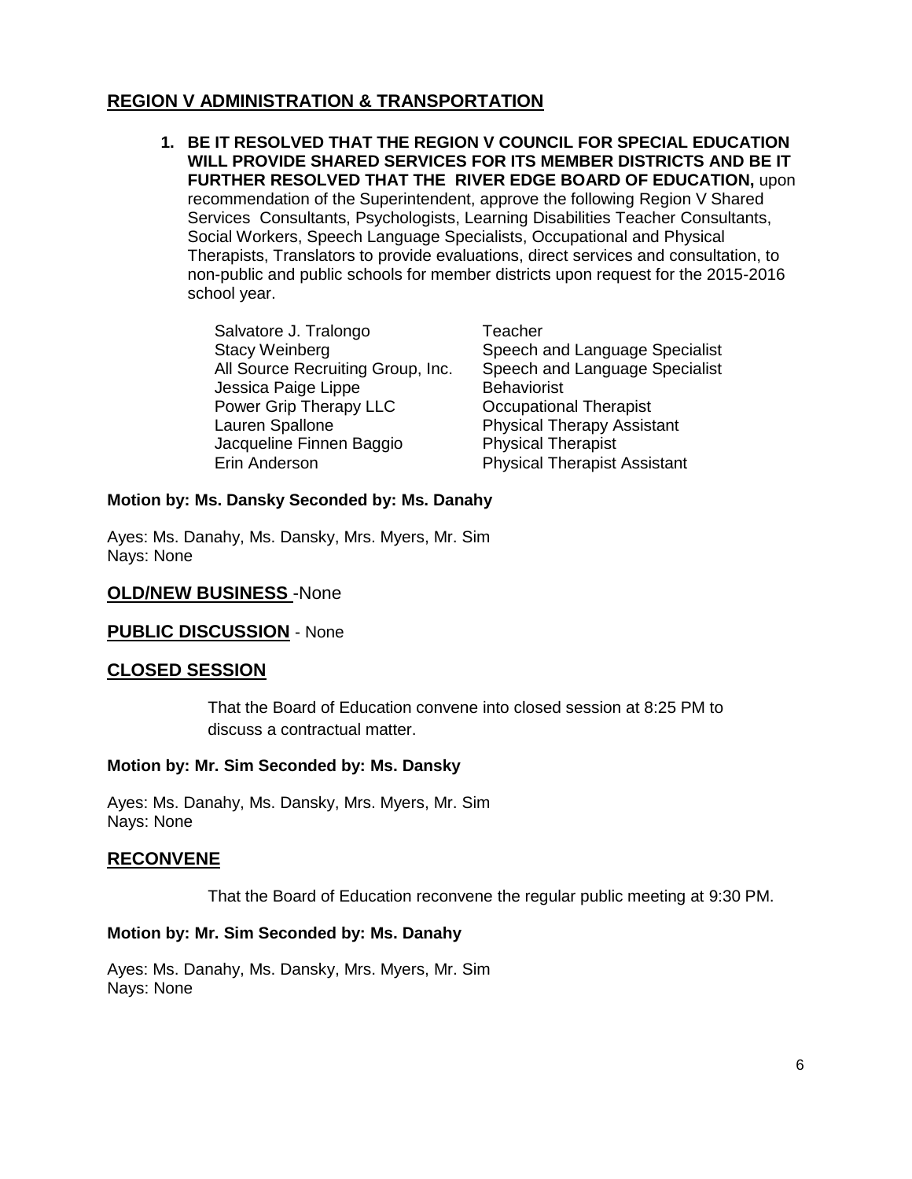## REGION V ADMINISTRATION & TRANSPORTATION

1. **BE IT RESOLVED THAT THE REGION V COUNCIL FOR SPECIAL EDUCATION WILL PROVIDE SHARED SERVICES FOR ITS MEMBER DISTRICTS AND BE IT FURTHER RESOLVED THAT THE RIVER EDGE BOARD OF EDUCATION,** upon recommendation of the Superintendent, approve the following Region V Shared Services Consultants, Psychologists, Learning Disabilities Teacher Consultants, Social Workers, Speech Language Specialists, Occupational and Physical Therapists, Translators to provide evaluations, direct services and consultation, to non-public and public schools for member districts upon request for the 2015-2016 school year.

| | |
|---|---|
| Salvatore J. Tralongo | Teacher |
| Stacy Weinberg | Speech and Language Specialist |
| All Source Recruiting Group, Inc. | Speech and Language Specialist |
| Jessica Paige Lippe | Behaviorist |
| Power Grip Therapy LLC | Occupational Therapist |
| Lauren Spallone | Physical Therapy Assistant |
| Jacqueline Finnen Baggio | Physical Therapist |
| Erin Anderson | Physical Therapist Assistant |

**Motion by: Ms. Dansky Seconded by: Ms. Danahy**

Ayes: Ms. Danahy, Ms. Dansky, Mrs. Myers, Mr. Sim
Nays: None

## OLD/NEW BUSINESS -None

## PUBLIC DISCUSSION - None

## CLOSED SESSION

That the Board of Education convene into closed session at 8:25 PM to discuss a contractual matter.

**Motion by: Mr. Sim Seconded by: Ms. Dansky**

Ayes: Ms. Danahy, Ms. Dansky, Mrs. Myers, Mr. Sim
Nays: None

## RECONVENE

That the Board of Education reconvene the regular public meeting at 9:30 PM.

**Motion by: Mr. Sim Seconded by: Ms. Danahy**

Ayes: Ms. Danahy, Ms. Dansky, Mrs. Myers, Mr. Sim
Nays: None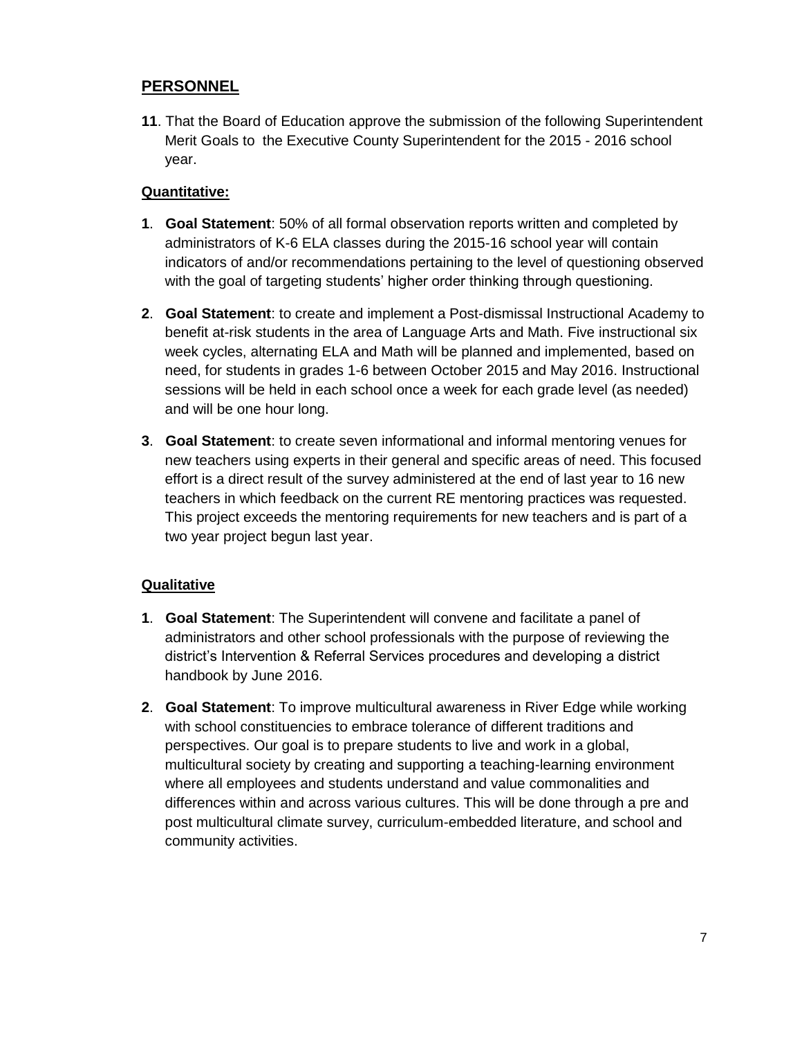## PERSONNEL

**11**. That the Board of Education approve the submission of the following Superintendent Merit Goals to the Executive County Superintendent for the 2015 - 2016 school year.

**Quantitative:**

**1**. **Goal Statement**: 50% of all formal observation reports written and completed by administrators of K-6 ELA classes during the 2015-16 school year will contain indicators of and/or recommendations pertaining to the level of questioning observed with the goal of targeting students' higher order thinking through questioning.

**2**. **Goal Statement**: to create and implement a Post-dismissal Instructional Academy to benefit at-risk students in the area of Language Arts and Math. Five instructional six week cycles, alternating ELA and Math will be planned and implemented, based on need, for students in grades 1-6 between October 2015 and May 2016. Instructional sessions will be held in each school once a week for each grade level (as needed) and will be one hour long.

**3**. **Goal Statement**: to create seven informational and informal mentoring venues for new teachers using experts in their general and specific areas of need. This focused effort is a direct result of the survey administered at the end of last year to 16 new teachers in which feedback on the current RE mentoring practices was requested. This project exceeds the mentoring requirements for new teachers and is part of a two year project begun last year.

**Qualitative**

**1**. **Goal Statement**: The Superintendent will convene and facilitate a panel of administrators and other school professionals with the purpose of reviewing the district's Intervention & Referral Services procedures and developing a district handbook by June 2016.

**2**. **Goal Statement**: To improve multicultural awareness in River Edge while working with school constituencies to embrace tolerance of different traditions and perspectives. Our goal is to prepare students to live and work in a global, multicultural society by creating and supporting a teaching-learning environment where all employees and students understand and value commonalities and differences within and across various cultures. This will be done through a pre and post multicultural climate survey, curriculum-embedded literature, and school and community activities.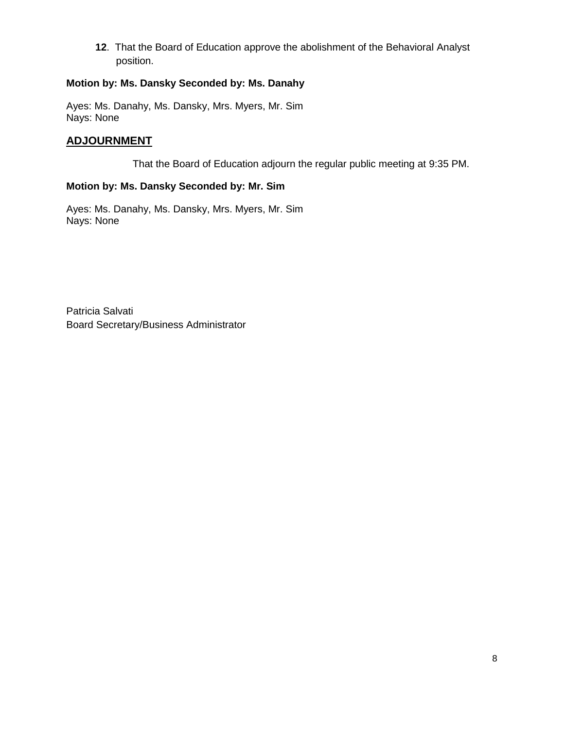**12**. That the Board of Education approve the abolishment of the Behavioral Analyst position.

**Motion by: Ms. Dansky Seconded by: Ms. Danahy**

Ayes: Ms. Danahy, Ms. Dansky, Mrs. Myers, Mr. Sim
Nays: None

## ADJOURNMENT

That the Board of Education adjourn the regular public meeting at 9:35 PM.

**Motion by: Ms. Dansky Seconded by: Mr. Sim**

Ayes: Ms. Danahy, Ms. Dansky, Mrs. Myers, Mr. Sim
Nays: None

Patricia Salvati
Board Secretary/Business Administrator